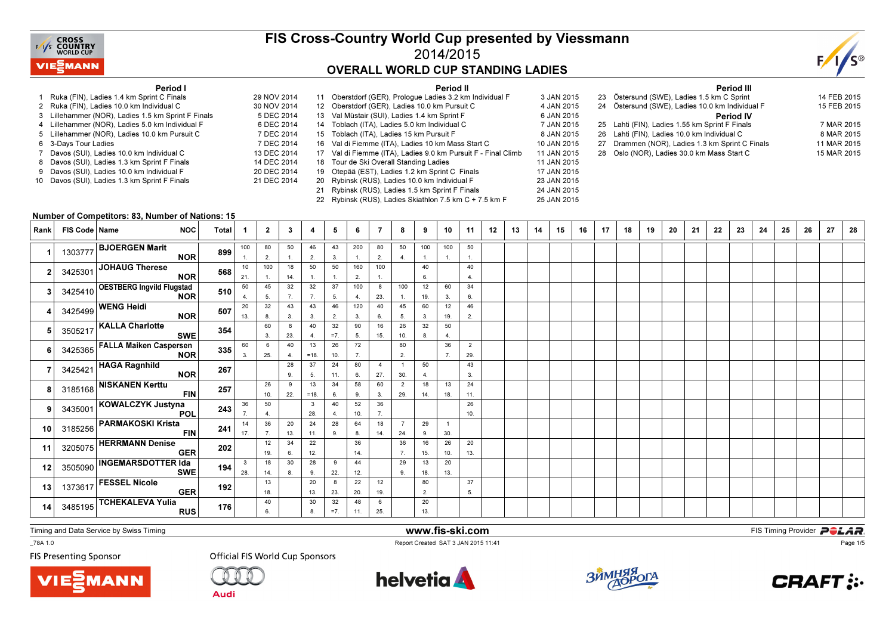# FIS Cross-Country World Cup presented by Viessmann

## 2014/2015

## OVERALL WORLD CUP STANDING LADIES

### Period I

1. Ruka (FIN), Ladies 1.4 km Sprint C Finals — 29 NOV 2014
2. Ruka (FIN), Ladies 10.0 km Individual C — 30 NOV 2014
3. Lillehammer (NOR), Ladies 1.5 km Sprint F Finals — 5 DEC 2014
4. Lillehammer (NOR), Ladies 5.0 km Individual F — 6 DEC 2014
5. Lillehammer (NOR), Ladies 10.0 km Pursuit C — 7 DEC 2014
6. 3-Days Tour Ladies — 7 DEC 2014
7. Davos (SUI), Ladies 10.0 km Individual C — 13 DEC 2014
8. Davos (SUI), Ladies 1.3 km Sprint F Finals — 14 DEC 2014
9. Davos (SUI), Ladies 10.0 km Individual F — 20 DEC 2014
10. Davos (SUI), Ladies 1.3 km Sprint F Finals — 21 DEC 2014

### Period II

11. Oberstdorf (GER), Prologue Ladies 3.2 km Individual F — 3 JAN 2015
12. Oberstdorf (GER), Ladies 10.0 km Pursuit C — 4 JAN 2015
13. Val Müstair (SUI), Ladies 1.4 km Sprint F — 6 JAN 2015
14. Toblach (ITA), Ladies 5.0 km Individual C — 7 JAN 2015
15. Toblach (ITA), Ladies 15 km Pursuit F — 8 JAN 2015
16. Val di Fiemme (ITA), Ladies 10 km Mass Start C — 10 JAN 2015
17. Val di Fiemme (ITA), Ladies 9.0 km Pursuit F - Final Climb — 11 JAN 2015
18. Tour de Ski Overall Standing Ladies — 11 JAN 2015
19. Otepää (EST), Ladies 1.2 km Sprint C Finals — 17 JAN 2015
20. Rybinsk (RUS), Ladies 10.0 km Individual F — 23 JAN 2015
21. Rybinsk (RUS), Ladies 1.5 km Sprint F Finals — 24 JAN 2015
22. Rybinsk (RUS), Ladies Skiathlon 7.5 km C + 7.5 km F — 25 JAN 2015

### Period III

23. Östersund (SWE), Ladies 1.5 km C Sprint — 14 FEB 2015
24. Östersund (SWE), Ladies 10.0 km Individual F — 15 FEB 2015

### Period IV

25. Lahti (FIN), Ladies 1.55 km Sprint F Finals — 7 MAR 2015
26. Lahti (FIN), Ladies 10.0 km Individual C — 8 MAR 2015
27. Drammen (NOR), Ladies 1.3 km Sprint C Finals — 11 MAR 2015
28. Oslo (NOR), Ladies 30.0 km Mass Start C — 15 MAR 2015

**Number of Competitors: 83, Number of Nations: 15**

| Rank | FIS Code | Name | NOC | Total | 1 | 2 | 3 | 4 | 5 | 6 | 7 | 8 | 9 | 10 | 11 | 12 | 13 | 14 | 15 | 16 | 17 | 18 | 19 | 20 | 21 | 22 | 23 | 24 | 25 | 26 | 27 | 28 |
|---|---|---|---|---|---|---|---|---|---|---|---|---|---|---|---|---|---|---|---|---|---|---|---|---|---|---|---|---|---|---|---|---|
| 1 | 1303777 | BJOERGEN Marit | NOR | 899 | 100 1. | 80 2. | 50 1. | 46 2. | 43 3. | 200 1. | 80 2. | 50 4. | 100 1. | 100 1. | 50 1. | | | | | | | | | | | | | | | | | |
| 2 | 3425301 | JOHAUG Therese | NOR | 568 | 10 21. | 100 1. | 18 14. | 50 1. | 50 1. | 160 2. | 100 1. | | 40 6. | | 40 4. | | | | | | | | | | | | | | | | | |
| 3 | 3425410 | OESTBERG Ingvild Flugstad | NOR | 510 | 50 4. | 45 5. | 32 7. | 32 7. | 37 5. | 100 4. | 8 23. | 100 1. | 12 19. | 60 3. | 34 6. | | | | | | | | | | | | | | | | | |
| 4 | 3425499 | WENG Heidi | NOR | 507 | 20 13. | 32 8. | 43 3. | 43 3. | 46 2. | 120 3. | 40 6. | 45 5. | 60 3. | 12 19. | 46 2. | | | | | | | | | | | | | | | | | |
| 5 | 3505217 | KALLA Charlotte | SWE | 354 | | 60 3. | 8 23. | 40 4. | 32 =7. | 90 5. | 16 15. | 26 10. | 32 8. | 50 4. | | | | | | | | | | | | | | | | | | |
| 6 | 3425365 | FALLA Maiken Caspersen | NOR | 335 | 60 3. | 6 25. | 40 4. | 13 =18. | 26 10. | 72 7. | | 80 2. | | 36 7. | 2 29. | | | | | | | | | | | | | | | | | |
| 7 | 3425421 | HAGA Ragnhild | NOR | 267 | | | 28 9. | 37 5. | 24 11. | 80 6. | 4 27. | 1 30. | 50 4. | | 43 3. | | | | | | | | | | | | | | | | | |
| 8 | 3185168 | NISKANEN Kerttu | FIN | 257 | | 26 10. | 9 22. | 13 =18. | 34 6. | 58 9. | 60 3. | 2 29. | 18 14. | 13 18. | 24 11. | | | | | | | | | | | | | | | | | |
| 9 | 3435001 | KOWALCZYK Justyna | POL | 243 | 36 7. | 50 4. | | 3 28. | 40 4. | 52 10. | 36 7. | | | | 26 10. | | | | | | | | | | | | | | | | | |
| 10 | 3185256 | PARMAKOSKI Krista | FIN | 241 | 14 17. | 36 7. | 20 13. | 24 11. | 28 9. | 64 8. | 18 14. | 7 24. | 29 9. | 1 30. | | | | | | | | | | | | | | | | | | |
| 11 | 3205075 | HERRMANN Denise | GER | 202 | | 12 19. | 34 6. | 22 12. | | 36 14. | | 36 7. | 16 15. | 26 10. | 20 13. | | | | | | | | | | | | | | | | | |
| 12 | 3505090 | INGEMARSDOTTER Ida | SWE | 194 | 3 28. | 18 14. | 30 8. | 28 9. | 9 22. | 44 12. | | 29 9. | 13 18. | 20 13. | | | | | | | | | | | | | | | | | | |
| 13 | 1373617 | FESSEL Nicole | GER | 192 | | 13 18. | | 20 13. | 8 23. | 22 20. | 12 19. | | 80 2. | | 37 5. | | | | | | | | | | | | | | | | | |
| 14 | 3485195 | TCHEKALEVA Yulia | RUS | 176 | | 40 6. | | 30 8. | 32 =7. | 48 11. | 6 25. | | 20 13. | | | | | | | | | | | | | | | | | | | |

Timing and Data Service by Swiss Timing — www.fis-ski.com — FIS Timing Provider POLAR

_78A 1.0 — Report Created SAT 3 JAN 2015 11:41

FIS Presenting Sponsor: Viessmann — Official FIS World Cup Sponsors: Audi, helvetia, Зимняя Дорога, CRAFT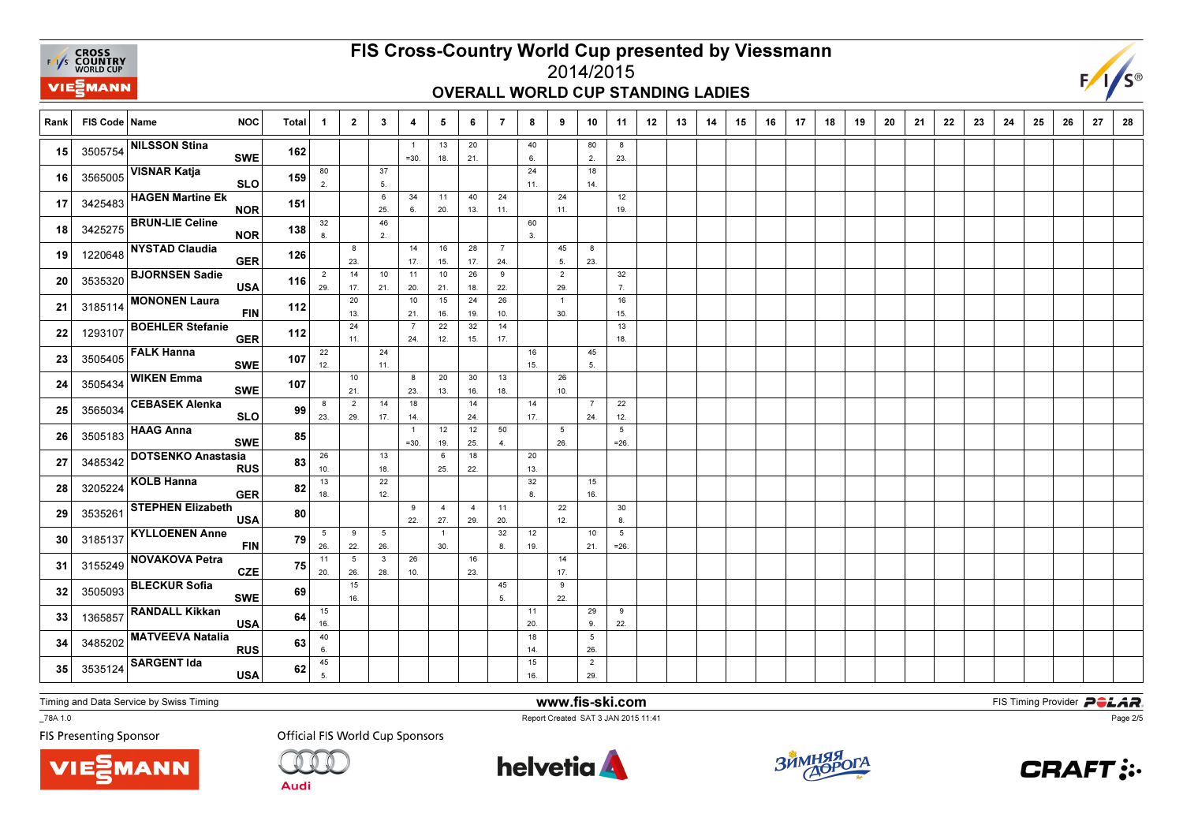# FIS Cross-Country World Cup presented by Viessmann

## 2014/2015

### OVERALL WORLD CUP STANDING LADIES

| Rank | FIS Code | Name | NOC | Total | 1 | 2 | 3 | 4 | 5 | 6 | 7 | 8 | 9 | 10 | 11 | 12 | 13 | 14 | 15 | 16 | 17 | 18 | 19 | 20 | 21 | 22 | 23 | 24 | 25 | 26 | 27 | 28 |
|---|---|---|---|---|---|---|---|---|---|---|---|---|---|---|---|---|---|---|---|---|---|---|---|---|---|---|---|---|---|---|---|---|
| 15 | 3505754 | NILSSON Stina | SWE | 162 | | | | 1 =30. | 13 18. | 20 21. | | 40 6. | | 80 2. | 8 23. | | | | | | | | | | | | | | | | | |
| 16 | 3565005 | VISNAR Katja | SLO | 159 | 80 2. | | 37 5. | | | | | 24 11. | | 18 14. | | | | | | | | | | | | | | | | | | |
| 17 | 3425483 | HAGEN Martine Ek | NOR | 151 | | | 6 25. | 34 6. | 11 20. | 40 13. | 24 11. | | 24 11. | | 12 19. | | | | | | | | | | | | | | | | | |
| 18 | 3425275 | BRUN-LIE Celine | NOR | 138 | 32 8. | | 46 2. | | | | | 60 3. | | | | | | | | | | | | | | | | | | | | |
| 19 | 1220648 | NYSTAD Claudia | GER | 126 | | 8 23. | | 14 17. | 16 15. | 28 17. | 7 24. | | 45 5. | 8 23. | | | | | | | | | | | | | | | | | | |
| 20 | 3535320 | BJORNSEN Sadie | USA | 116 | 2 29. | 14 17. | 10 21. | 11 20. | 10 21. | 26 18. | 9 22. | | 2 29. | | 32 7. | | | | | | | | | | | | | | | | | |
| 21 | 3185114 | MONONEN Laura | FIN | 112 | | 20 13. | | 10 21. | 15 16. | 24 19. | 26 10. | | 1 30. | | 16 15. | | | | | | | | | | | | | | | | | |
| 22 | 1293107 | BOEHLER Stefanie | GER | 112 | | 24 11. | | 7 24. | 22 12. | 32 15. | 14 17. | | | | 13 18. | | | | | | | | | | | | | | | | | |
| 23 | 3505405 | FALK Hanna | SWE | 107 | 22 12. | | 24 11. | | | | | 16 15. | | 45 5. | | | | | | | | | | | | | | | | | | |
| 24 | 3505434 | WIKEN Emma | SWE | 107 | | 10 21. | | 8 23. | 20 13. | 30 16. | 13 18. | | 26 10. | | | | | | | | | | | | | | | | | | | |
| 25 | 3565034 | CEBASEK Alenka | SLO | 99 | 8 23. | 2 29. | 14 17. | 18 14. | | 14 24. | | 14 17. | | 7 24. | 22 12. | | | | | | | | | | | | | | | | | |
| 26 | 3505183 | HAAG Anna | SWE | 85 | | | | 1 =30. | 12 19. | 12 25. | 50 4. | | 5 26. | | 5 =26. | | | | | | | | | | | | | | | | | |
| 27 | 3485342 | DOTSENKO Anastasia | RUS | 83 | 26 10. | | 13 18. | | 6 25. | 18 22. | | 20 13. | | | | | | | | | | | | | | | | | | | | |
| 28 | 3205224 | KOLB Hanna | GER | 82 | 13 18. | | 22 12. | | | | | 32 8. | | 15 16. | | | | | | | | | | | | | | | | | | |
| 29 | 3535261 | STEPHEN Elizabeth | USA | 80 | | | | 9 22. | 4 27. | 4 29. | 11 20. | | 22 12. | | 30 8. | | | | | | | | | | | | | | | | | |
| 30 | 3185137 | KYLLOENEN Anne | FIN | 79 | 5 26. | 9 22. | 5 26. | | 1 30. | | 32 8. | 12 19. | | 10 21. | 5 =26. | | | | | | | | | | | | | | | | | |
| 31 | 3155249 | NOVAKOVA Petra | CZE | 75 | 11 20. | 5 26. | 3 28. | 26 10. | | 16 23. | | | 14 17. | | | | | | | | | | | | | | | | | | | |
| 32 | 3505093 | BLECKUR Sofia | SWE | 69 | | 15 16. | | | | | 45 5. | | 9 22. | | | | | | | | | | | | | | | | | | | |
| 33 | 1365857 | RANDALL Kikkan | USA | 64 | 15 16. | | | | | | | 11 20. | | 29 9. | 9 22. | | | | | | | | | | | | | | | | | |
| 34 | 3485202 | MATVEEVA Natalia | RUS | 63 | 40 6. | | | | | | | 18 14. | | 5 26. | | | | | | | | | | | | | | | | | | |
| 35 | 3535124 | SARGENT Ida | USA | 62 | 45 5. | | | | | | | 15 16. | | 2 29. | | | | | | | | | | | | | | | | | | |

Timing and Data Service by Swiss Timing

www.fis-ski.com

FIS Timing Provider POLAR

_78A 1.0

Report Created SAT 3 JAN 2015 11:41

FIS Presenting Sponsor

Official FIS World Cup Sponsors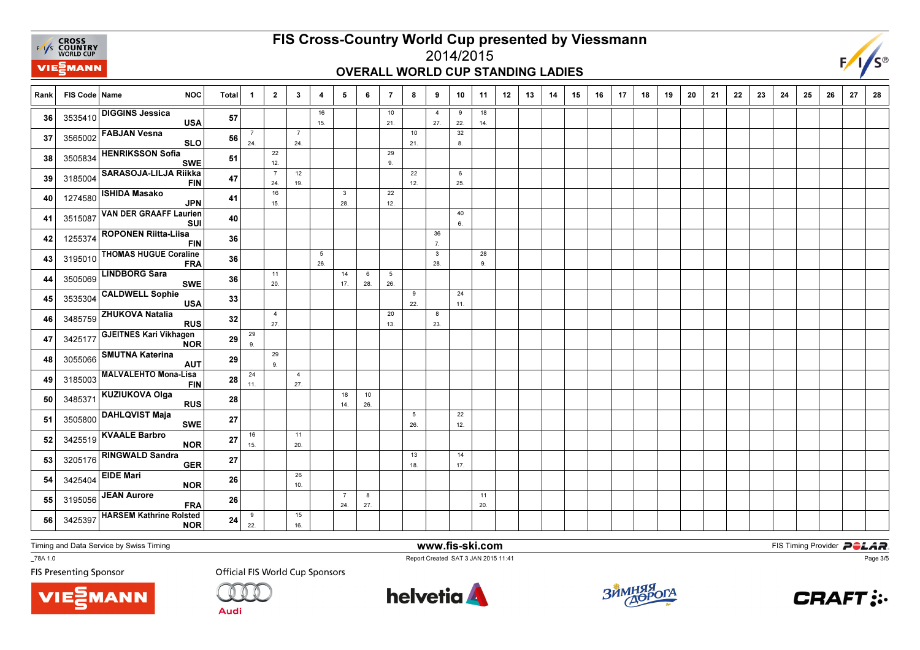# FIS Cross-Country World Cup presented by Viessmann

## 2014/2015

### OVERALL WORLD CUP STANDING LADIES

| Rank | FIS Code | Name | NOC | Total | 1 | 2 | 3 | 4 | 5 | 6 | 7 | 8 | 9 | 10 | 11 | 12 | 13 | 14 | 15 | 16 | 17 | 18 | 19 | 20 | 21 | 22 | 23 | 24 | 25 | 26 | 27 | 28 |
|---|---|---|---|---|---|---|---|---|---|---|---|---|---|---|---|---|---|---|---|---|---|---|---|---|---|---|---|---|---|---|---|---|
| 36 | 3535410 | DIGGINS Jessica | USA | 57 | | | | 16 15. | | | 10 21. | | 4 27. | 9 22. | 18 14. | | | | | | | | | | | | | | | | | |
| 37 | 3565002 | FABJAN Vesna | SLO | 56 | 7 24. | | 7 24. | | | | | 10 21. | | 32 8. | | | | | | | | | | | | | | | | | | |
| 38 | 3505834 | HENRIKSSON Sofia | SWE | 51 | | 22 12. | | | | | 29 9. | | | | | | | | | | | | | | | | | | | | | |
| 39 | 3185004 | SARASOJA-LILJA Riikka | FIN | 47 | | 7 24. | 12 19. | | | | | 22 12. | | 6 25. | | | | | | | | | | | | | | | | | | |
| 40 | 1274580 | ISHIDA Masako | JPN | 41 | | 16 15. | | | 3 28. | | 22 12. | | | | | | | | | | | | | | | | | | | | | |
| 41 | 3515087 | VAN DER GRAAFF Laurien | SUI | 40 | | | | | | | | | | 40 6. | | | | | | | | | | | | | | | | | | |
| 42 | 1255374 | ROPONEN Riitta-Liisa | FIN | 36 | | | | | | | | | 36 7. | | | | | | | | | | | | | | | | | | | |
| 43 | 3195010 | THOMAS HUGUE Coraline | FRA | 36 | | | | 5 26. | | | | | 3 28. | | 28 9. | | | | | | | | | | | | | | | | | |
| 44 | 3505069 | LINDBORG Sara | SWE | 36 | | 11 20. | | | 14 17. | 6 28. | 5 26. | | | | | | | | | | | | | | | | | | | | | |
| 45 | 3535304 | CALDWELL Sophie | USA | 33 | | | | | | | | 9 22. | | 24 11. | | | | | | | | | | | | | | | | | | |
| 46 | 3485759 | ZHUKOVA Natalia | RUS | 32 | | 4 27. | | | | | 20 13. | | 8 23. | | | | | | | | | | | | | | | | | | | |
| 47 | 3425177 | GJEITNES Kari Vikhagen | NOR | 29 | 29 9. | | | | | | | | | | | | | | | | | | | | | | | | | | | |
| 48 | 3055066 | SMUTNA Katerina | AUT | 29 | | 29 9. | | | | | | | | | | | | | | | | | | | | | | | | | | |
| 49 | 3185003 | MALVALEHTO Mona-Lisa | FIN | 28 | 24 11. | | 4 27. | | | | | | | | | | | | | | | | | | | | | | | | | |
| 50 | 3485371 | KUZIUKOVA Olga | RUS | 28 | | | | | 18 14. | 10 26. | | | | | | | | | | | | | | | | | | | | | | |
| 51 | 3505800 | DAHLQVIST Maja | SWE | 27 | | | | | | | | 5 26. | | 22 12. | | | | | | | | | | | | | | | | | | |
| 52 | 3425519 | KVAALE Barbro | NOR | 27 | 16 15. | | 11 20. | | | | | | | | | | | | | | | | | | | | | | | | | |
| 53 | 3205176 | RINGWALD Sandra | GER | 27 | | | | | | | | 13 18. | | 14 17. | | | | | | | | | | | | | | | | | | |
| 54 | 3425404 | EIDE Mari | NOR | 26 | | | 26 10. | | | | | | | | | | | | | | | | | | | | | | | | | |
| 55 | 3195056 | JEAN Aurore | FRA | 26 | | | | | 7 24. | 8 27. | | | | | 11 20. | | | | | | | | | | | | | | | | | |
| 56 | 3425397 | HARSEM Kathrine Rolsted | NOR | 24 | 9 22. | | 15 16. | | | | | | | | | | | | | | | | | | | | | | | | | |

Timing and Data Service by Swiss Timing — www.fis-ski.com — FIS Timing Provider POLAR

_78A 1.0 — Report Created SAT 3 JAN 2015 11:41

FIS Presenting Sponsor: Viessmann — Official FIS World Cup Sponsors: Audi, helvetia, Зимняя дорога, CRAFT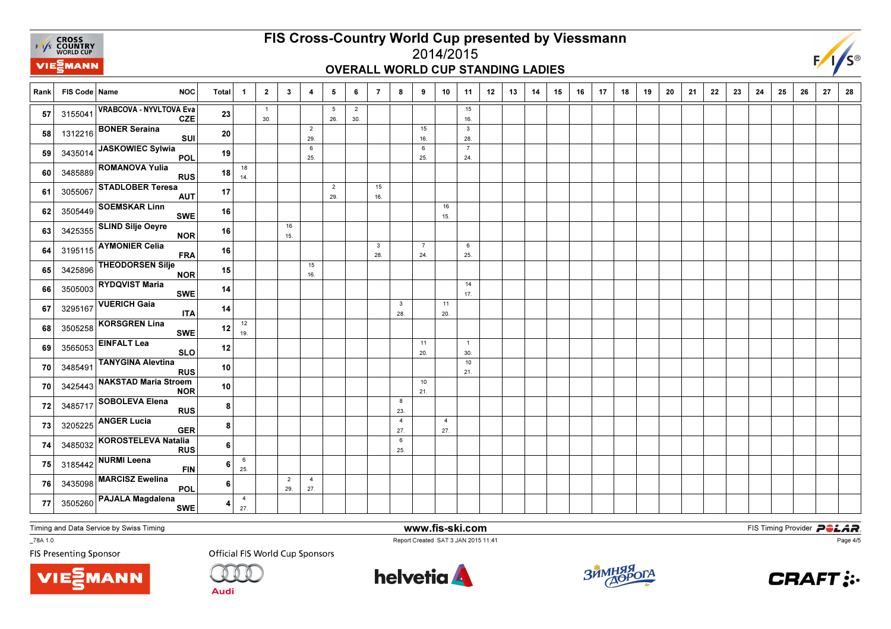# FIS Cross-Country World Cup presented by Viessmann

## 2014/2015

### OVERALL WORLD CUP STANDING LADIES

| Rank | FIS Code | Name | NOC | Total | 1 | 2 | 3 | 4 | 5 | 6 | 7 | 8 | 9 | 10 | 11 | 12 | 13 | 14 | 15 | 16 | 17 | 18 | 19 | 20 | 21 | 22 | 23 | 24 | 25 | 26 | 27 | 28 |
|---|---|---|---|---|---|---|---|---|---|---|---|---|---|---|---|---|---|---|---|---|---|---|---|---|---|---|---|---|---|---|---|---|
| 57 | 3155041 | VRABCOVA - NYVLTOVA Eva | CZE | 23 | | 1 30. | | | 5 26. | 2 30. | | | | | 15 16. | | | | | | | | | | | | | | | | | |
| 58 | 1312216 | BONER Seraina | SUI | 20 | | | | 2 29. | | | | | 15 16. | | 3 28. | | | | | | | | | | | | | | | | | |
| 59 | 3435014 | JASKOWIEC Sylwia | POL | 19 | | | | 6 25. | | | | | 6 25. | | 7 24. | | | | | | | | | | | | | | | | | |
| 60 | 3485889 | ROMANOVA Yulia | RUS | 18 | 18 14. | | | | | | | | | | | | | | | | | | | | | | | | | | | |
| 61 | 3055067 | STADLOBER Teresa | AUT | 17 | | | | | 2 29. | | 15 16. | | | | | | | | | | | | | | | | | | | | | |
| 62 | 3505449 | SOEMSKAR Linn | SWE | 16 | | | | | | | | | | 16 15. | | | | | | | | | | | | | | | | | | |
| 63 | 3425355 | SLIND Silje Oeyre | NOR | 16 | | | 16 15. | | | | | | | | | | | | | | | | | | | | | | | | | |
| 64 | 3195115 | AYMONIER Celia | FRA | 16 | | | | | | | 3 28. | | 7 24. | | 6 25. | | | | | | | | | | | | | | | | | |
| 65 | 3425896 | THEODORSEN Silje | NOR | 15 | | | | 15 16. | | | | | | | | | | | | | | | | | | | | | | | | |
| 66 | 3505003 | RYDQVIST Maria | SWE | 14 | | | | | | | | | | | 14 17. | | | | | | | | | | | | | | | | | |
| 67 | 3295167 | VUERICH Gaia | ITA | 14 | | | | | | | | 3 28. | | 11 20. | | | | | | | | | | | | | | | | | | |
| 68 | 3505258 | KORSGREN Lina | SWE | 12 | 12 19. | | | | | | | | | | | | | | | | | | | | | | | | | | | |
| 69 | 3565053 | EINFALT Lea | SLO | 12 | | | | | | | | | 11 20. | | 1 30. | | | | | | | | | | | | | | | | | |
| 70 | 3485491 | TANYGINA Alevtina | RUS | 10 | | | | | | | | | | | 10 21. | | | | | | | | | | | | | | | | | |
| 70 | 3425443 | NAKSTAD Maria Stroem | NOR | 10 | | | | | | | | | 10 21. | | | | | | | | | | | | | | | | | | | |
| 72 | 3485717 | SOBOLEVA Elena | RUS | 8 | | | | | | | | 8 23. | | | | | | | | | | | | | | | | | | | | |
| 73 | 3205225 | ANGER Lucia | GER | 8 | | | | | | | | 4 27. | | 4 27. | | | | | | | | | | | | | | | | | | |
| 74 | 3485032 | KOROSTELEVA Natalia | RUS | 6 | | | | | | | | 6 25. | | | | | | | | | | | | | | | | | | | | |
| 75 | 3185442 | NURMI Leena | FIN | 6 | 6 25. | | | | | | | | | | | | | | | | | | | | | | | | | | | |
| 76 | 3435098 | MARCISZ Ewelina | POL | 6 | | | 2 29. | 4 27. | | | | | | | | | | | | | | | | | | | | | | | | |
| 77 | 3505260 | PAJALA Magdalena | SWE | 4 | 4 27. | | | | | | | | | | | | | | | | | | | | | | | | | | | |

Timing and Data Service by Swiss Timing

www.fis-ski.com

FIS Timing Provider POLAR

_78A 1.0

Report Created SAT 3 JAN 2015 11:41

FIS Presenting Sponsor

Official FIS World Cup Sponsors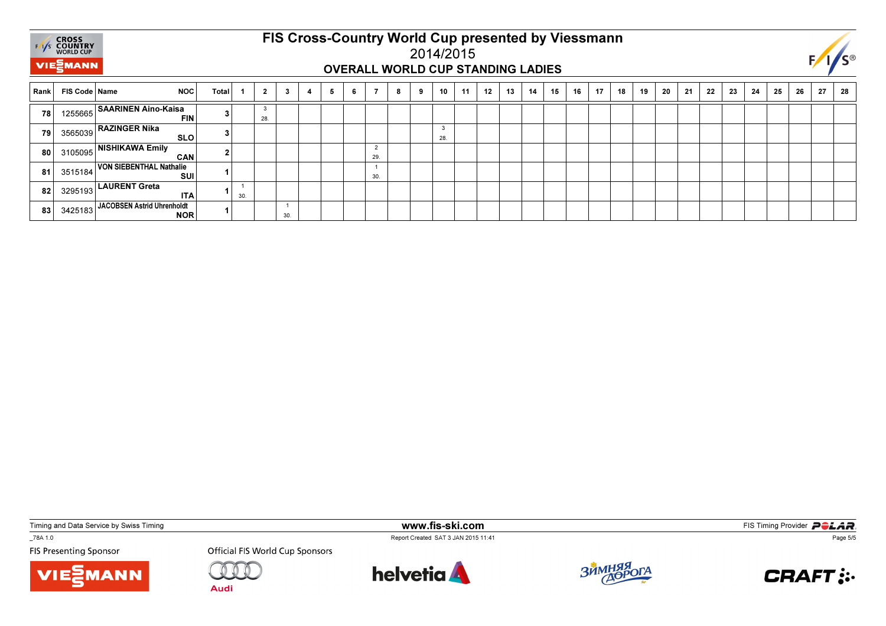# FIS Cross-Country World Cup presented by Viessmann

## 2014/2015

### OVERALL WORLD CUP STANDING LADIES

| Rank | FIS Code | Name | NOC | Total | 1 | 2 | 3 | 4 | 5 | 6 | 7 | 8 | 9 | 10 | 11 | 12 | 13 | 14 | 15 | 16 | 17 | 18 | 19 | 20 | 21 | 22 | 23 | 24 | 25 | 26 | 27 | 28 |
|---|---|---|---|---|---|---|---|---|---|---|---|---|---|---|---|---|---|---|---|---|---|---|---|---|---|---|---|---|---|---|---|---|
| 78 | 1255665 | SAARINEN Aino-Kaisa | FIN | 3 | | 3 28. | | | | | | | | | | | | | | | | | | | | | | | | | | |
| 79 | 3565039 | RAZINGER Nika | SLO | 3 | | | | | | | | | | 3 28. | | | | | | | | | | | | | | | | | | |
| 80 | 3105095 | NISHIKAWA Emily | CAN | 2 | | | | | | | 2 29. | | | | | | | | | | | | | | | | | | | | | |
| 81 | 3515184 | VON SIEBENTHAL Nathalie | SUI | 1 | | | | | | | 1 30. | | | | | | | | | | | | | | | | | | | | | |
| 82 | 3295193 | LAURENT Greta | ITA | 1 | 1 30. | | | | | | | | | | | | | | | | | | | | | | | | | | | |
| 83 | 3425183 | JACOBSEN Astrid Uhrenholdt | NOR | 1 | | | 1 30. | | | | | | | | | | | | | | | | | | | | | | | | | |

Timing and Data Service by Swiss Timing

www.fis-ski.com

FIS Timing Provider POLAR

_78A 1.0

Report Created SAT 3 JAN 2015 11:41

FIS Presenting Sponsor

Official FIS World Cup Sponsors